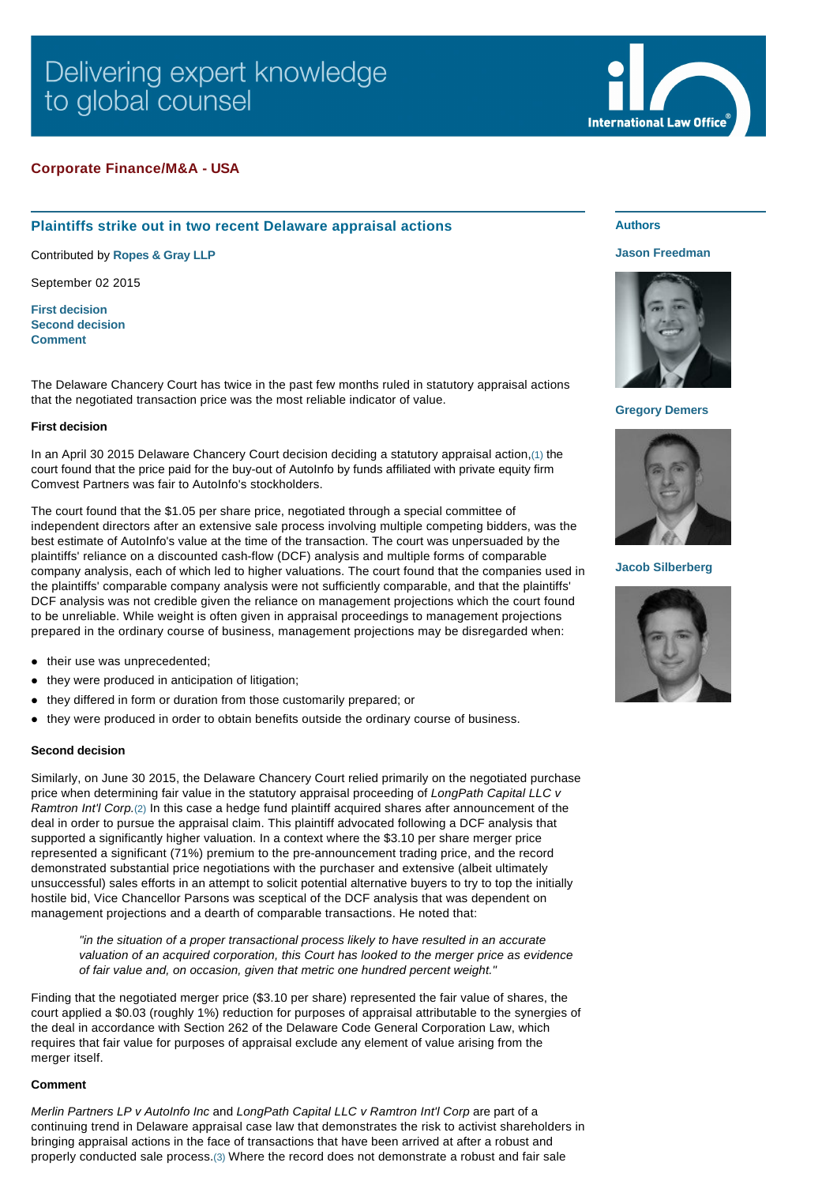Delivering expert knowledge to global counsel

International Law Office

## Corporate Finance/M&A - USA

## Plaintiffs strike out in two recent Delaware appraisal actions

Contributed by **Ropes & Gray LLP**

September 02 2015

**First decision**
**Second decision**
**Comment**

**Authors**

**Jason Freedman**

**Gregory Demers**

**Jacob Silberberg**

The Delaware Chancery Court has twice in the past few months ruled in statutory appraisal actions that the negotiated transaction price was the most reliable indicator of value.

### First decision

In an April 30 2015 Delaware Chancery Court decision deciding a statutory appraisal action,(1) the court found that the price paid for the buy-out of AutoInfo by funds affiliated with private equity firm Comvest Partners was fair to AutoInfo's stockholders.

The court found that the $1.05 per share price, negotiated through a special committee of independent directors after an extensive sale process involving multiple competing bidders, was the best estimate of AutoInfo's value at the time of the transaction. The court was unpersuaded by the plaintiffs' reliance on a discounted cash-flow (DCF) analysis and multiple forms of comparable company analysis, each of which led to higher valuations. The court found that the companies used in the plaintiffs' comparable company analysis were not sufficiently comparable, and that the plaintiffs' DCF analysis was not credible given the reliance on management projections which the court found to be unreliable. While weight is often given in appraisal proceedings to management projections prepared in the ordinary course of business, management projections may be disregarded when:

- their use was unprecedented;
- they were produced in anticipation of litigation;
- they differed in form or duration from those customarily prepared; or
- they were produced in order to obtain benefits outside the ordinary course of business.

### Second decision

Similarly, on June 30 2015, the Delaware Chancery Court relied primarily on the negotiated purchase price when determining fair value in the statutory appraisal proceeding of *LongPath Capital LLC v Ramtron Int'l Corp.*(2) In this case a hedge fund plaintiff acquired shares after announcement of the deal in order to pursue the appraisal claim. This plaintiff advocated following a DCF analysis that supported a significantly higher valuation. In a context where the $3.10 per share merger price represented a significant (71%) premium to the pre-announcement trading price, and the record demonstrated substantial price negotiations with the purchaser and extensive (albeit ultimately unsuccessful) sales efforts in an attempt to solicit potential alternative buyers to try to top the initially hostile bid, Vice Chancellor Parsons was sceptical of the DCF analysis that was dependent on management projections and a dearth of comparable transactions. He noted that:

> *"in the situation of a proper transactional process likely to have resulted in an accurate valuation of an acquired corporation, this Court has looked to the merger price as evidence of fair value and, on occasion, given that metric one hundred percent weight."*

Finding that the negotiated merger price ($3.10 per share) represented the fair value of shares, the court applied a $0.03 (roughly 1%) reduction for purposes of appraisal attributable to the synergies of the deal in accordance with Section 262 of the Delaware Code General Corporation Law, which requires that fair value for purposes of appraisal exclude any element of value arising from the merger itself.

### Comment

*Merlin Partners LP v AutoInfo Inc* and *LongPath Capital LLC v Ramtron Int'l Corp* are part of a continuing trend in Delaware appraisal case law that demonstrates the risk to activist shareholders in bringing appraisal actions in the face of transactions that have been arrived at after a robust and properly conducted sale process.(3) Where the record does not demonstrate a robust and fair sale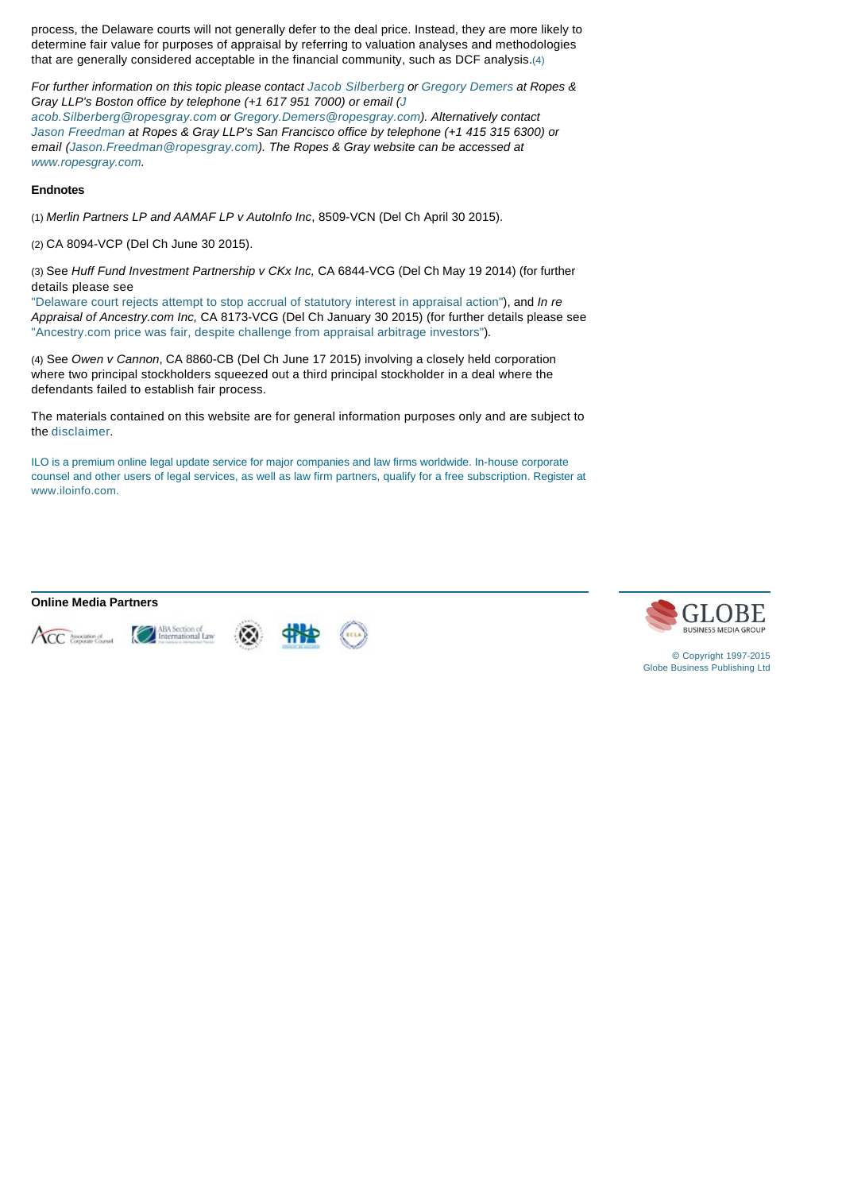process, the Delaware courts will not generally defer to the deal price. Instead, they are more likely to determine fair value for purposes of appraisal by referring to valuation analyses and methodologies that are generally considered acceptable in the financial community, such as DCF analysis.[4]

*For further information on this topic please contact Jacob Silberberg or Gregory Demers at Ropes & Gray LLP's Boston office by telephone (+1 617 951 7000) or email (Jacob.Silberberg@ropesgray.com or Gregory.Demers@ropesgray.com). Alternatively contact Jason Freedman at Ropes & Gray LLP's San Francisco office by telephone (+1 415 315 6300) or email (Jason.Freedman@ropesgray.com). The Ropes & Gray website can be accessed at www.ropesgray.com.*

**Endnotes**

(1) *Merlin Partners LP and AAMAF LP v AutoInfo Inc*, 8509-VCN (Del Ch April 30 2015).

(2) CA 8094-VCP (Del Ch June 30 2015).

(3) See *Huff Fund Investment Partnership v CKx Inc,* CA 6844-VCG (Del Ch May 19 2014) (for further details please see "Delaware court rejects attempt to stop accrual of statutory interest in appraisal action"), and *In re Appraisal of Ancestry.com Inc,* CA 8173-VCG (Del Ch January 30 2015) (for further details please see "Ancestry.com price was fair, despite challenge from appraisal arbitrage investors").

(4) See *Owen v Cannon*, CA 8860-CB (Del Ch June 17 2015) involving a closely held corporation where two principal stockholders squeezed out a third principal stockholder in a deal where the defendants failed to establish fair process.

The materials contained on this website are for general information purposes only and are subject to the disclaimer.

ILO is a premium online legal update service for major companies and law firms worldwide. In-house corporate counsel and other users of legal services, as well as law firm partners, qualify for a free subscription. Register at www.iloinfo.com.

**Online Media Partners**

© Copyright 1997-2015
Globe Business Publishing Ltd